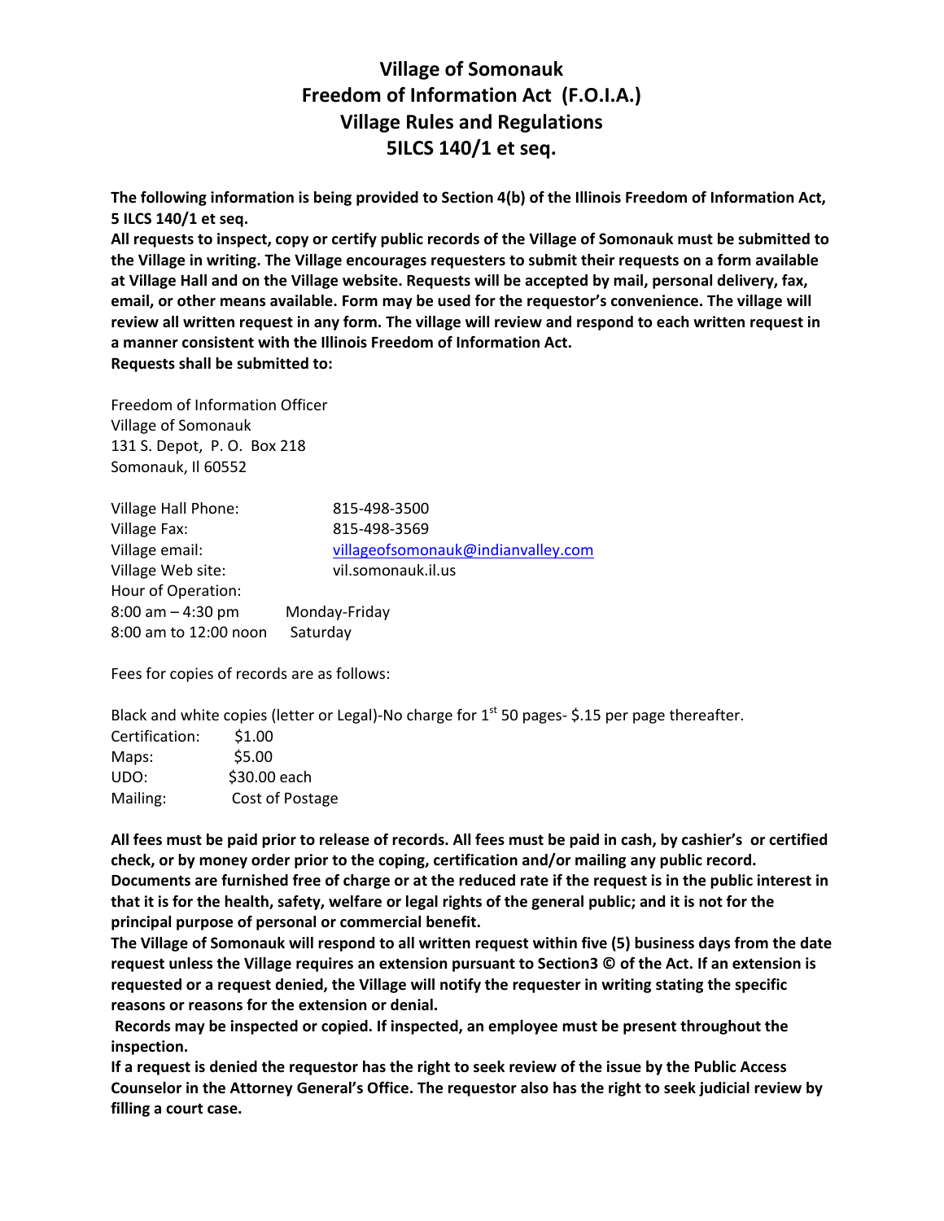# Village of Somonauk
# Freedom of Information Act (F.O.I.A.)
# Village Rules and Regulations
# 5ILCS 140/1 et seq.

**The following information is being provided to Section 4(b) of the Illinois Freedom of Information Act, 5 ILCS 140/1 et seq.**

**All requests to inspect, copy or certify public records of the Village of Somonauk must be submitted to the Village in writing. The Village encourages requesters to submit their requests on a form available at Village Hall and on the Village website. Requests will be accepted by mail, personal delivery, fax, email, or other means available. Form may be used for the requestor's convenience. The village will review all written request in any form. The village will review and respond to each written request in a manner consistent with the Illinois Freedom of Information Act.**

**Requests shall be submitted to:**

Freedom of Information Officer
Village of Somonauk
131 S. Depot, P. O. Box 218
Somonauk, Il 60552

| | |
|---|---|
| Village Hall Phone: | 815-498-3500 |
| Village Fax: | 815-498-3569 |
| Village email: | villageofsomonauk@indianvalley.com |
| Village Web site: | vil.somonauk.il.us |
| Hour of Operation: | |
| 8:00 am – 4:30 pm | Monday-Friday |
| 8:00 am to 12:00 noon | Saturday |

Fees for copies of records are as follows:

Black and white copies (letter or Legal)-No charge for 1st 50 pages- $.15 per page thereafter.

| | |
|---|---|
| Certification: | $1.00 |
| Maps: | $5.00 |
| UDO: | $30.00 each |
| Mailing: | Cost of Postage |

**All fees must be paid prior to release of records. All fees must be paid in cash, by cashier's or certified check, or by money order prior to the coping, certification and/or mailing any public record. Documents are furnished free of charge or at the reduced rate if the request is in the public interest in that it is for the health, safety, welfare or legal rights of the general public; and it is not for the principal purpose of personal or commercial benefit.**

**The Village of Somonauk will respond to all written request within five (5) business days from the date request unless the Village requires an extension pursuant to Section3 © of the Act. If an extension is requested or a request denied, the Village will notify the requester in writing stating the specific reasons or reasons for the extension or denial.**

**Records may be inspected or copied. If inspected, an employee must be present throughout the inspection.**

**If a request is denied the requestor has the right to seek review of the issue by the Public Access Counselor in the Attorney General's Office. The requestor also has the right to seek judicial review by filling a court case.**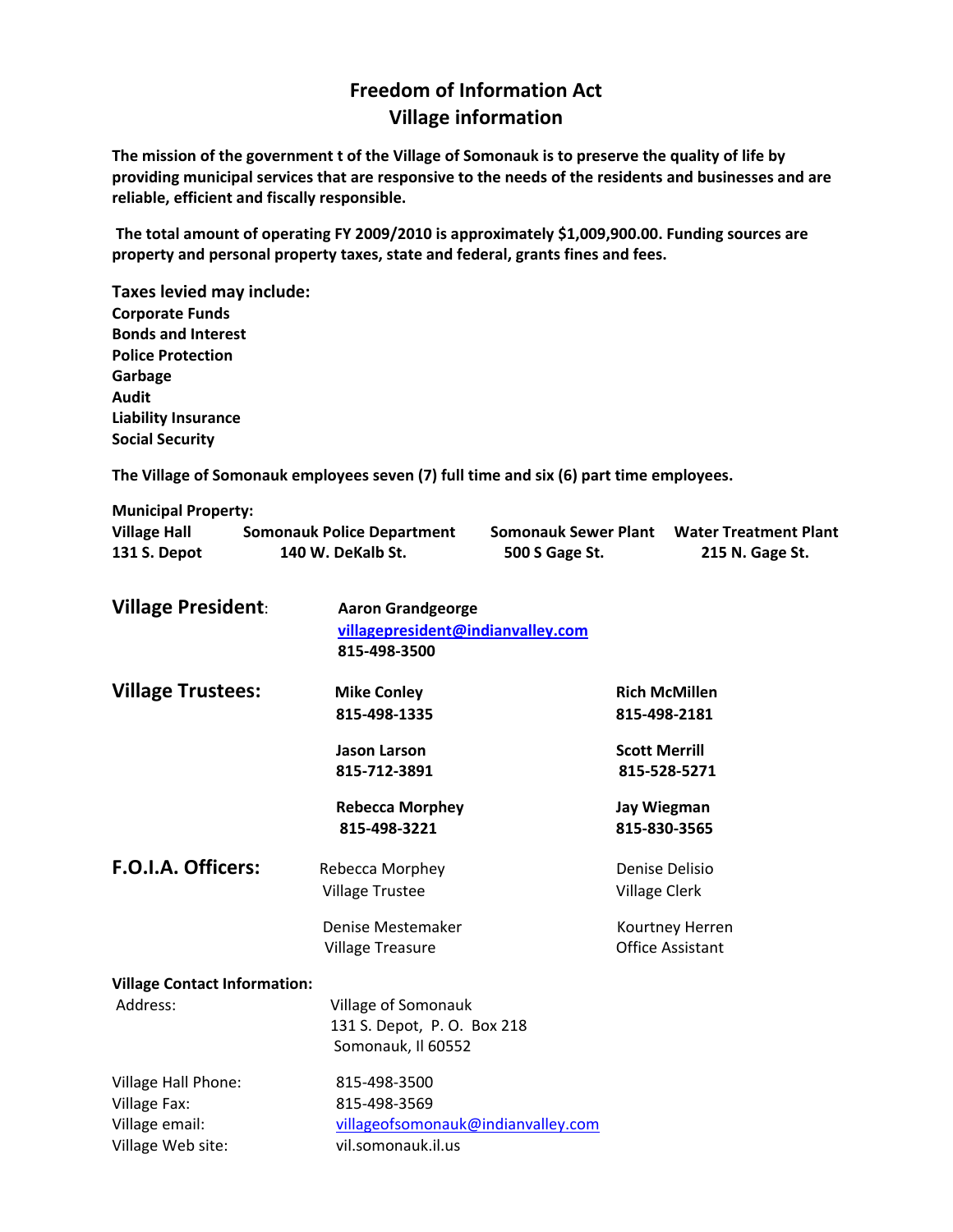# Freedom of Information Act
# Village information

**The mission of the government t of the Village of Somonauk is to preserve the quality of life by providing municipal services that are responsive to the needs of the residents and businesses and are reliable, efficient and fiscally responsible.**

**The total amount of operating FY 2009/2010 is approximately $1,009,900.00. Funding sources are property and personal property taxes, state and federal, grants fines and fees.**

**Taxes levied may include:**
**Corporate Funds**
**Bonds and Interest**
**Police Protection**
**Garbage**
**Audit**
**Liability Insurance**
**Social Security**

**The Village of Somonauk employees seven (7) full time and six (6) part time employees.**

**Municipal Property:**

| Village Hall | Somonauk Police Department | Somonauk Sewer Plant | Water Treatment Plant |
|---|---|---|---|
| 131 S. Depot | 140 W. DeKalb St. | 500 S Gage St. | 215 N. Gage St. |

## Village President:

**Aaron Grandgeorge**
villagepresident@indianvalley.com
**815-498-3500**

## Village Trustees:

| | |
|---|---|
| **Mike Conley**<br>**815-498-1335** | **Rich McMillen**<br>**815-498-2181** |
| **Jason Larson**<br>**815-712-3891** | **Scott Merrill**<br>**815-528-5271** |
| **Rebecca Morphey**<br>**815-498-3221** | **Jay Wiegman**<br>**815-830-3565** |

## F.O.I.A. Officers:

| | |
|---|---|
| Rebecca Morphey<br>Village Trustee | Denise Delisio<br>Village Clerk |
| Denise Mestemaker<br>Village Treasure | Kourtney Herren<br>Office Assistant |

**Village Contact Information:**

Address: Village of Somonauk
131 S. Depot, P. O. Box 218
Somonauk, Il 60552

Village Hall Phone: 815-498-3500
Village Fax: 815-498-3569
Village email: villageofsomonauk@indianvalley.com
Village Web site: vil.somonauk.il.us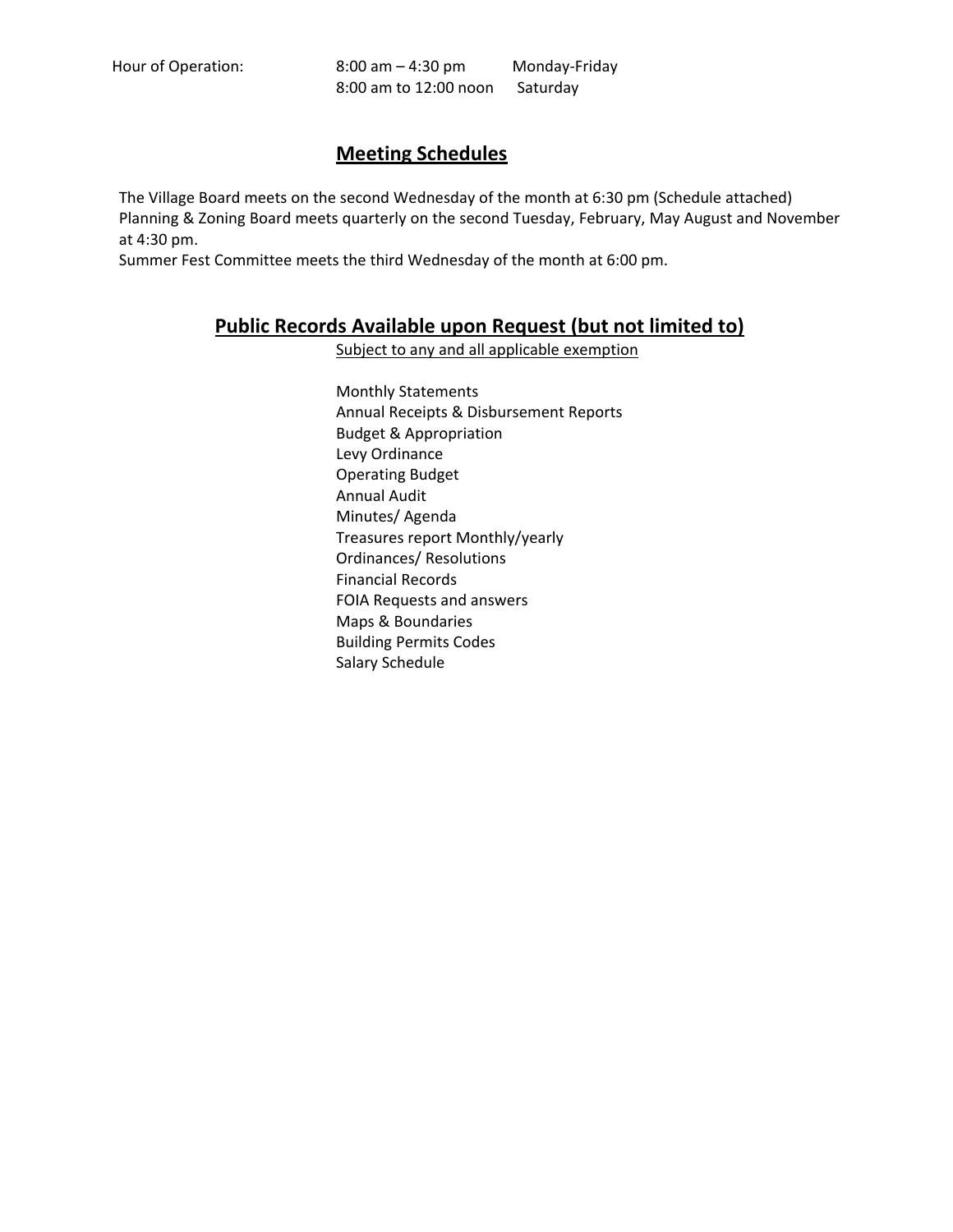Hour of Operation: 8:00 am – 4:30 pm Monday-Friday
8:00 am to 12:00 noon Saturday

## Meeting Schedules

The Village Board meets on the second Wednesday of the month at 6:30 pm (Schedule attached)
Planning & Zoning Board meets quarterly on the second Tuesday, February, May August and November at 4:30 pm.
Summer Fest Committee meets the third Wednesday of the month at 6:00 pm.

## Public Records Available upon Request (but not limited to)

Subject to any and all applicable exemption

Monthly Statements
Annual Receipts & Disbursement Reports
Budget & Appropriation
Levy Ordinance
Operating Budget
Annual Audit
Minutes/ Agenda
Treasures report Monthly/yearly
Ordinances/ Resolutions
Financial Records
FOIA Requests and answers
Maps & Boundaries
Building Permits Codes
Salary Schedule